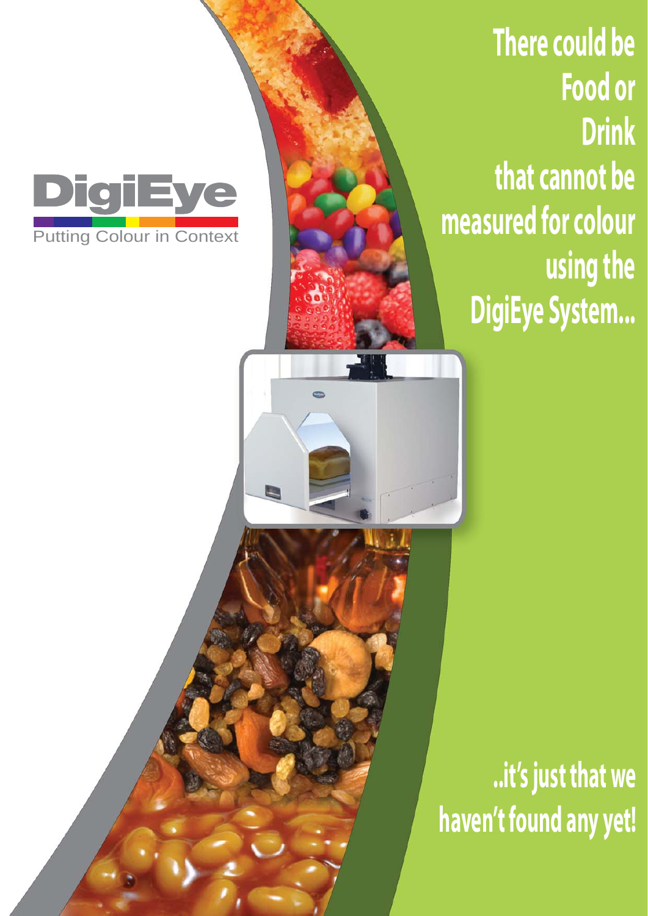DigiEye

Putting Colour in Context

# There could be Food or Drink that cannot be measured for colour using the DigiEye System...

## ..it's just that we haven't found any yet!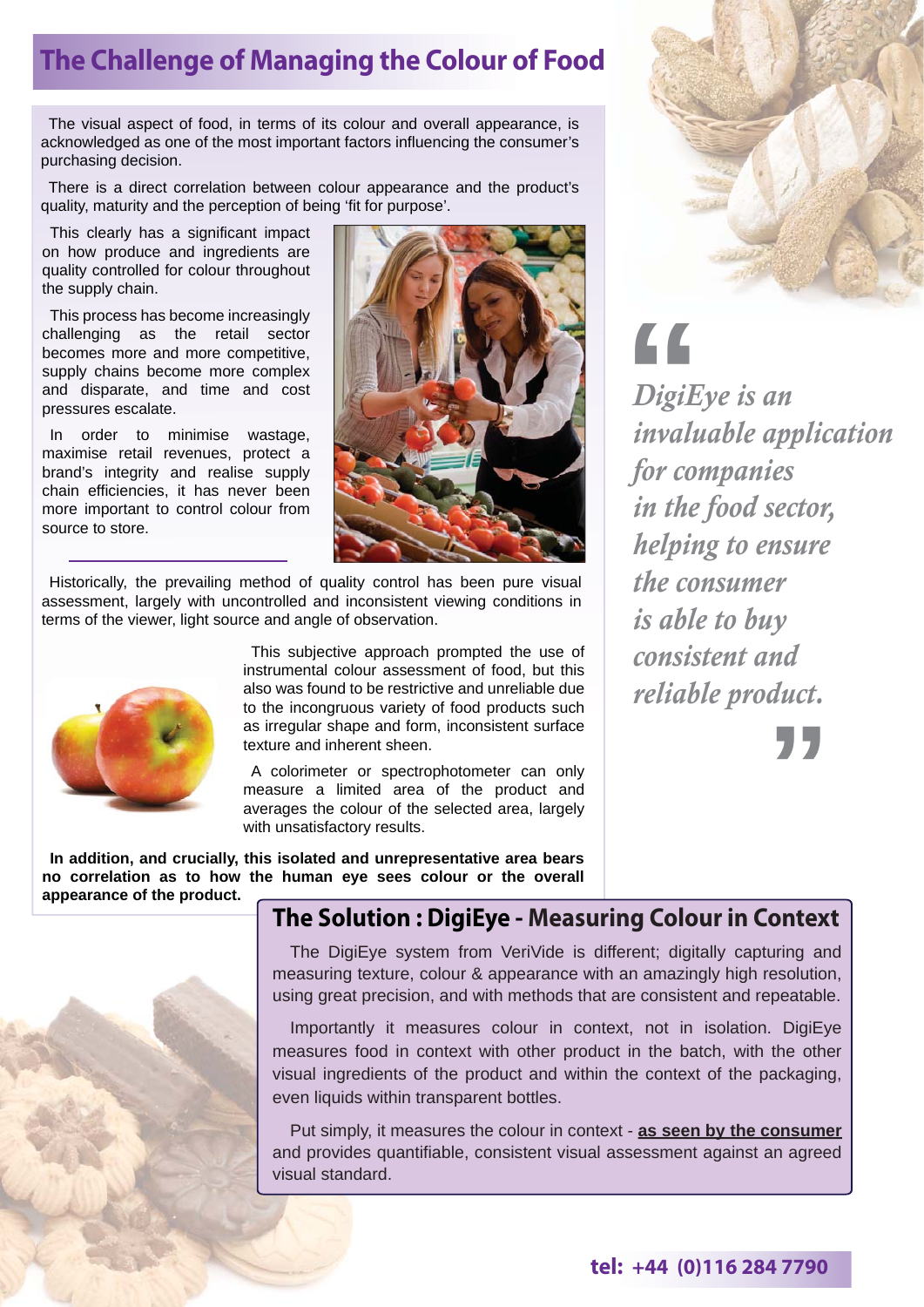## The Challenge of Managing the Colour of Food

The visual aspect of food, in terms of its colour and overall appearance, is acknowledged as one of the most important factors influencing the consumer's purchasing decision.

There is a direct correlation between colour appearance and the product's quality, maturity and the perception of being 'fit for purpose'.

This clearly has a significant impact on how produce and ingredients are quality controlled for colour throughout the supply chain.

This process has become increasingly challenging as the retail sector becomes more and more competitive, supply chains become more complex and disparate, and time and cost pressures escalate.

In order to minimise wastage, maximise retail revenues, protect a brand's integrity and realise supply chain efficiencies, it has never been more important to control colour from source to store.

Historically, the prevailing method of quality control has been pure visual assessment, largely with uncontrolled and inconsistent viewing conditions in terms of the viewer, light source and angle of observation.

This subjective approach prompted the use of instrumental colour assessment of food, but this also was found to be restrictive and unreliable due to the incongruous variety of food products such as irregular shape and form, inconsistent surface texture and inherent sheen.

A colorimeter or spectrophotometer can only measure a limited area of the product and averages the colour of the selected area, largely with unsatisfactory results.

**In addition, and crucially, this isolated and unrepresentative area bears no correlation as to how the human eye sees colour or the overall appearance of the product.**

> *"DigiEye is an invaluable application for companies in the food sector, helping to ensure the consumer is able to buy consistent and reliable product."*

## The Solution : DigiEye - Measuring Colour in Context

The DigiEye system from VeriVide is different; digitally capturing and measuring texture, colour & appearance with an amazingly high resolution, using great precision, and with methods that are consistent and repeatable.

Importantly it measures colour in context, not in isolation. DigiEye measures food in context with other product in the batch, with the other visual ingredients of the product and within the context of the packaging, even liquids within transparent bottles.

Put simply, it measures the colour in context - **as seen by the consumer** and provides quantifiable, consistent visual assessment against an agreed visual standard.

**tel: +44 (0)116 284 7790**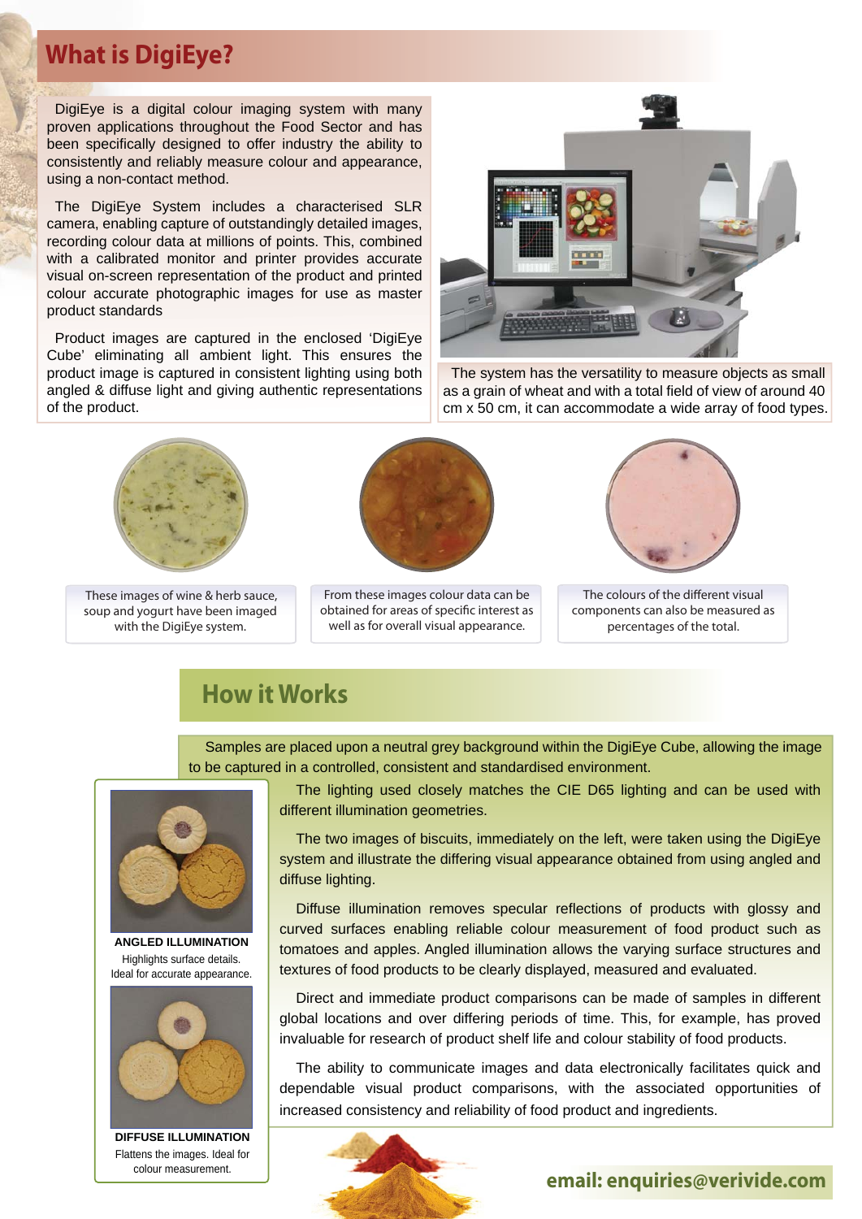## What is DigiEye?

DigiEye is a digital colour imaging system with many proven applications throughout the Food Sector and has been specifically designed to offer industry the ability to consistently and reliably measure colour and appearance, using a non-contact method.

The DigiEye System includes a characterised SLR camera, enabling capture of outstandingly detailed images, recording colour data at millions of points. This, combined with a calibrated monitor and printer provides accurate visual on-screen representation of the product and printed colour accurate photographic images for use as master product standards

Product images are captured in the enclosed 'DigiEye Cube' eliminating all ambient light. This ensures the product image is captured in consistent lighting using both angled & diffuse light and giving authentic representations of the product.

The system has the versatility to measure objects as small as a grain of wheat and with a total field of view of around 40 cm x 50 cm, it can accommodate a wide array of food types.

These images of wine & herb sauce, soup and yogurt have been imaged with the DigiEye system.

From these images colour data can be obtained for areas of specific interest as well as for overall visual appearance.

The colours of the different visual components can also be measured as percentages of the total.

## How it Works

Samples are placed upon a neutral grey background within the DigiEye Cube, allowing the image to be captured in a controlled, consistent and standardised environment.

The lighting used closely matches the CIE D65 lighting and can be used with different illumination geometries.

The two images of biscuits, immediately on the left, were taken using the DigiEye system and illustrate the differing visual appearance obtained from using angled and diffuse lighting.

Diffuse illumination removes specular reflections of products with glossy and curved surfaces enabling reliable colour measurement of food product such as tomatoes and apples. Angled illumination allows the varying surface structures and textures of food products to be clearly displayed, measured and evaluated.

Direct and immediate product comparisons can be made of samples in different global locations and over differing periods of time. This, for example, has proved invaluable for research of product shelf life and colour stability of food products.

The ability to communicate images and data electronically facilitates quick and dependable visual product comparisons, with the associated opportunities of increased consistency and reliability of food product and ingredients.

**ANGLED ILLUMINATION**
Highlights surface details. Ideal for accurate appearance.

**DIFFUSE ILLUMINATION**
Flattens the images. Ideal for colour measurement.

**email: enquiries@verivide.com**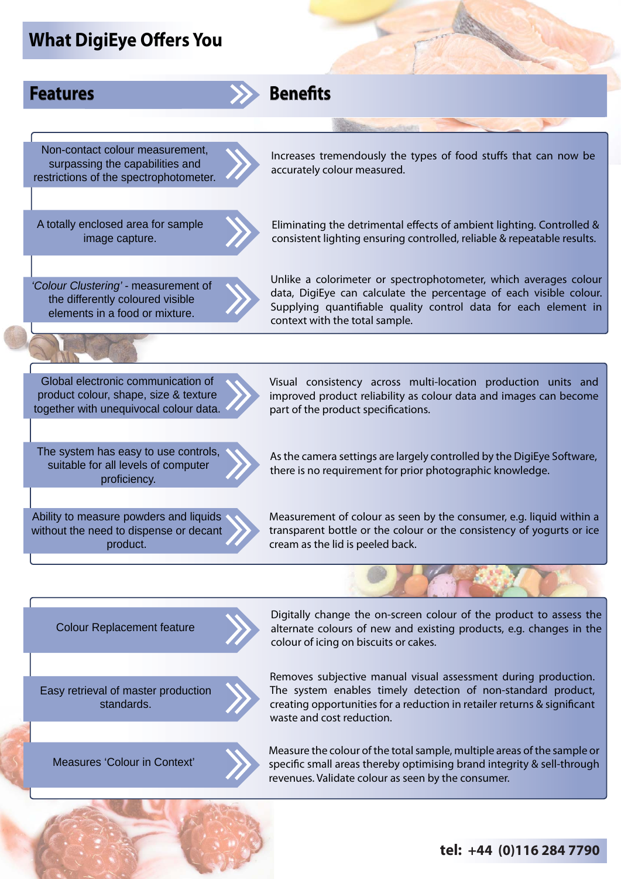## What DigiEye Offers You

| Features | Benefits |
| --- | --- |
| Non-contact colour measurement, surpassing the capabilities and restrictions of the spectrophotometer. | Increases tremendously the types of food stuffs that can now be accurately colour measured. |
| A totally enclosed area for sample image capture. | Eliminating the detrimental effects of ambient lighting. Controlled & consistent lighting ensuring controlled, reliable & repeatable results. |
| *'Colour Clustering'* - measurement of the differently coloured visible elements in a food or mixture. | Unlike a colorimeter or spectrophotometer, which averages colour data, DigiEye can calculate the percentage of each visible colour. Supplying quantifiable quality control data for each element in context with the total sample. |
| Global electronic communication of product colour, shape, size & texture together with unequivocal colour data. | Visual consistency across multi-location production units and improved product reliability as colour data and images can become part of the product specifications. |
| The system has easy to use controls, suitable for all levels of computer proficiency. | As the camera settings are largely controlled by the DigiEye Software, there is no requirement for prior photographic knowledge. |
| Ability to measure powders and liquids without the need to dispense or decant product. | Measurement of colour as seen by the consumer, e.g. liquid within a transparent bottle or the colour or the consistency of yogurts or ice cream as the lid is peeled back. |
| Colour Replacement feature | Digitally change the on-screen colour of the product to assess the alternate colours of new and existing products, e.g. changes in the colour of icing on biscuits or cakes. |
| Easy retrieval of master production standards. | Removes subjective manual visual assessment during production. The system enables timely detection of non-standard product, creating opportunities for a reduction in retailer returns & significant waste and cost reduction. |
| Measures 'Colour in Context' | Measure the colour of the total sample, multiple areas of the sample or specific small areas thereby optimising brand integrity & sell-through revenues. Validate colour as seen by the consumer. |

**tel: +44 (0)116 284 7790**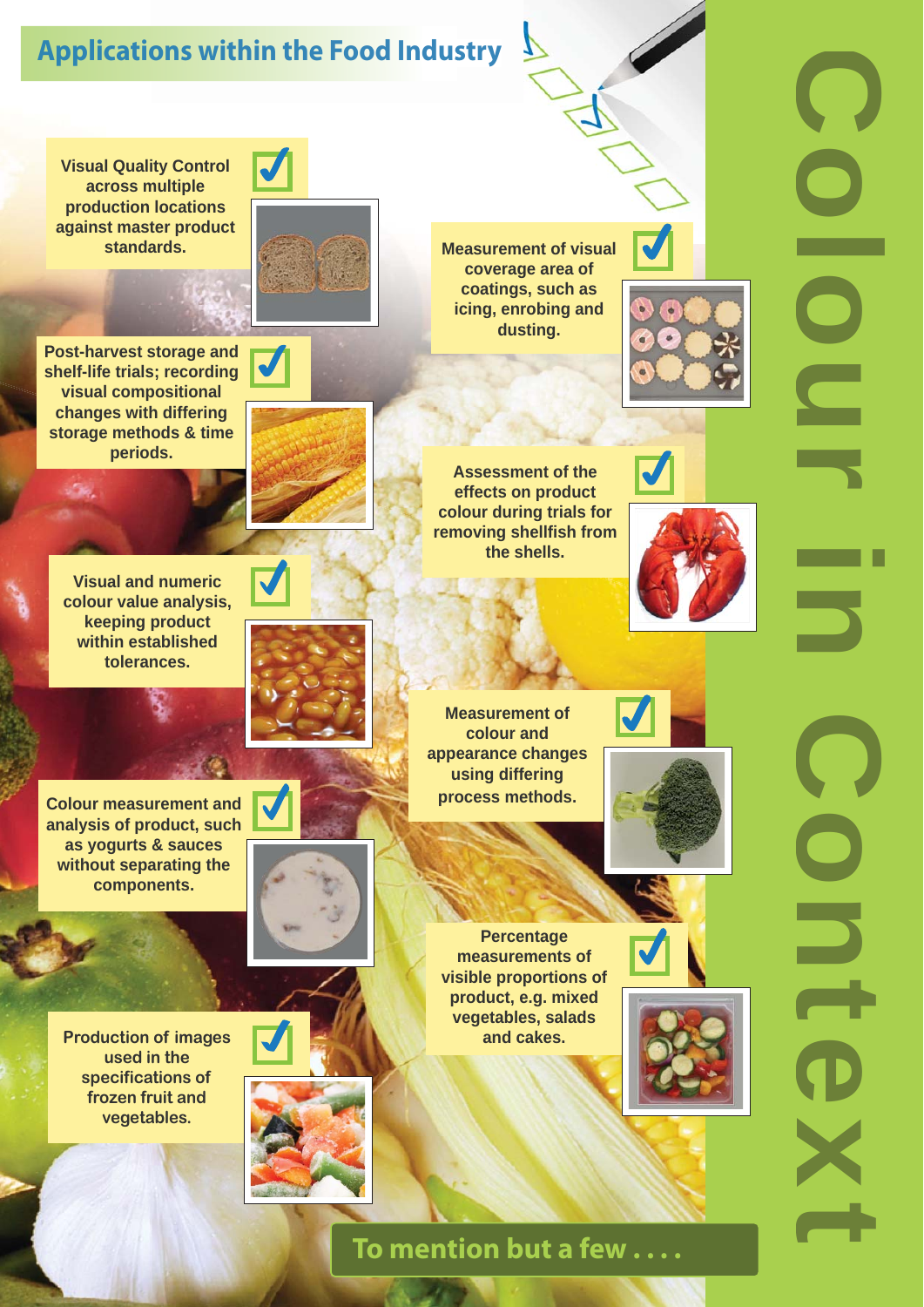## Applications within the Food Industry

# Colour in Context

- Visual Quality Control across multiple production locations against master product standards.
- Post-harvest storage and shelf-life trials; recording visual compositional changes with differing storage methods & time periods.
- Visual and numeric colour value analysis, keeping product within established tolerances.
- Colour measurement and analysis of product, such as yogurts & sauces without separating the components.
- Production of images used in the specifications of frozen fruit and vegetables.
- Measurement of visual coverage area of coatings, such as icing, enrobing and dusting.
- Assessment of the effects on product colour during trials for removing shellfish from the shells.
- Measurement of colour and appearance changes using differing process methods.
- Percentage measurements of visible proportions of product, e.g. mixed vegetables, salads and cakes.

**To mention but a few . . . .**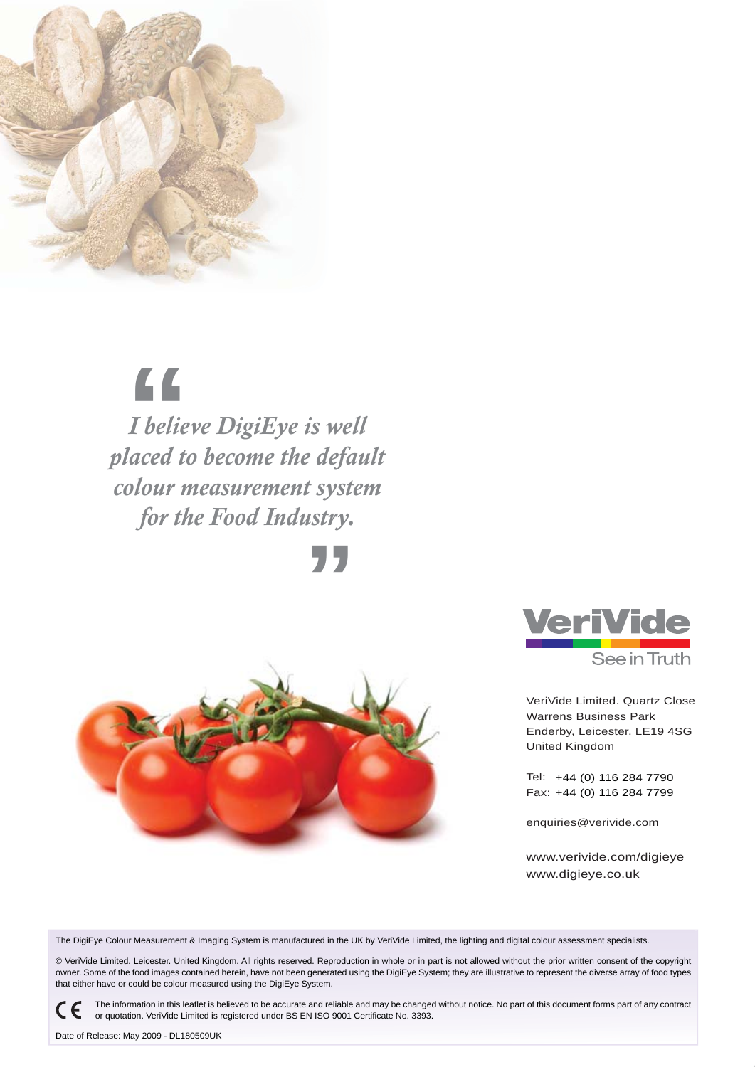*"I believe DigiEye is well placed to become the default colour measurement system for the Food Industry."*

VeriVide

See in Truth

VeriVide Limited. Quartz Close
Warrens Business Park
Enderby, Leicester. LE19 4SG
United Kingdom

Tel: +44 (0) 116 284 7790
Fax: +44 (0) 116 284 7799

enquiries@verivide.com

www.verivide.com/digieye
www.digieye.co.uk

The DigiEye Colour Measurement & Imaging System is manufactured in the UK by VeriVide Limited, the lighting and digital colour assessment specialists.

© VeriVide Limited. Leicester. United Kingdom. All rights reserved. Reproduction in whole or in part is not allowed without the prior written consent of the copyright owner. Some of the food images contained herein, have not been generated using the DigiEye System; they are illustrative to represent the diverse array of food types that either have or could be colour measured using the DigiEye System.

CE The information in this leaflet is believed to be accurate and reliable and may be changed without notice. No part of this document forms part of any contract or quotation. VeriVide Limited is registered under BS EN ISO 9001 Certificate No. 3393.

Date of Release: May 2009 - DL180509UK